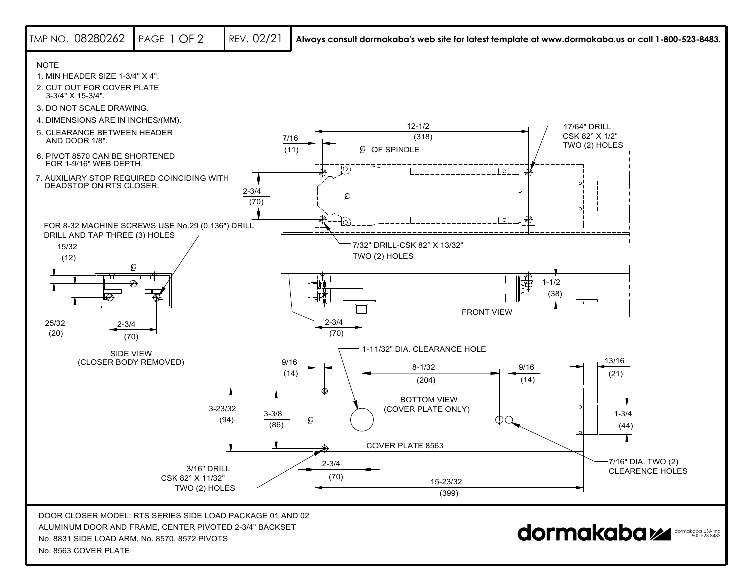TMP NO. 08280262 | REV. 02/21 | **Always consult dormakaba's web site for latest template at www.dormakaba.us or call 1-800-523-8483.**

NOTE

1. MIN HEADER SIZE 1-3/4" X 4".
2. CUT OUT FOR COVER PLATE 3-3/4" X 15-3/4".
3. DO NOT SCALE DRAWING.
4. DIMENSIONS ARE IN INCHES/(MM).
5. CLEARANCE BETWEEN HEADER AND DOOR 1/8".
6. PIVOT 8570 CAN BE SHORTENED FOR 1-9/16" WEB DEPTH.
7. AUXILIARY STOP REQUIRED COINCIDING WITH DEADSTOP ON RTS CLOSER.

12-1/2
(318)

7/16
(11)

℄ OF SPINDLE

17/64" DRILL
CSK 82° X 1/2"
TWO (2) HOLES

2-3/4
(70)

℄

FOR 8-32 MACHINE SCREWS USE No.29 (0.136") DRILL
DRILL AND TAP THREE (3) HOLES

7/32" DRILL-CSK 82° X 13/32"
TWO (2) HOLES

15/32
(12)

℄

1-1/2
(38)

25/32
(20)

2-3/4
(70)

2-3/4
(70)

FRONT VIEW

SIDE VIEW
(CLOSER BODY REMOVED)

1-11/32" DIA. CLEARANCE HOLE

9/16
(14)

8-1/32
(204)

9/16
(14)

13/16
(21)

BOTTOM VIEW
(COVER PLATE ONLY)

3-23/32
(94)

3-3/8
(86)

℄

1-3/4
(44)

COVER PLATE 8563

3/16" DRILL
CSK 82° X 11/32"
TWO (2) HOLES

2-3/4
(70)

15-23/32
(399)

7/16" DIA. TWO (2)
CLEARENCE HOLES

DOOR CLOSER MODEL: RTS SERIES SIDE LOAD PACKAGE 01 AND 02
ALUMINUM DOOR AND FRAME, CENTER PIVOTED 2-3/4" BACKSET
No. 8831 SIDE LOAD ARM, No. 8570, 8572 PIVOTS
No. 8563 COVER PLATE

dormakaba
dormakaba USA Inc
800 523 8483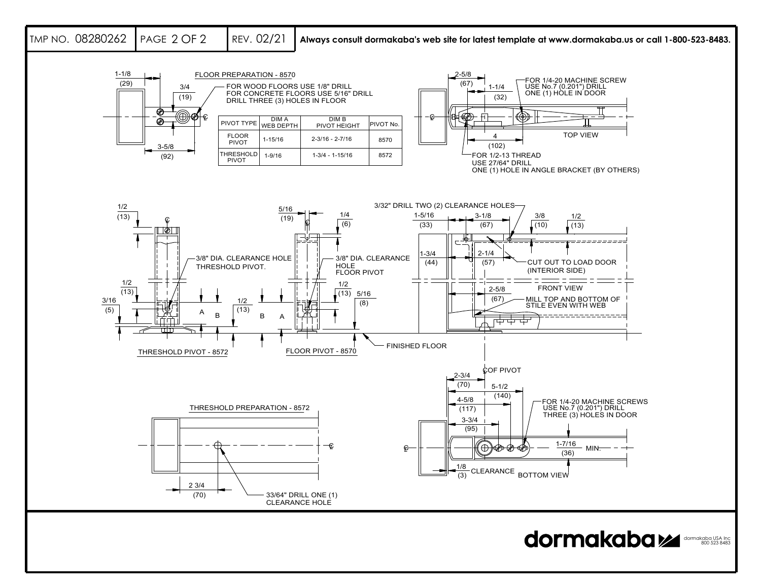TMP NO. 08280262 | REV. 02/21 | **Always consult dormakaba's web site for latest template at www.dormakaba.us or call 1-800-523-8483.**

## FLOOR PREPARATION - 8570

FOR WOOD FLOORS USE 1/8" DRILL
FOR CONCRETE FLOORS USE 5/16" DRILL
DRILL THREE (3) HOLES IN FLOOR

1-1/8 (29)
3/4 (19)
3-5/8 (92)

| PIVOT TYPE | DIM A WEB DEPTH | DIM B PIVOT HEIGHT | PIVOT No. |
|---|---|---|---|
| FLOOR PIVOT | 1-15/16 | 2-3/16 - 2-7/16 | 8570 |
| THRESHOLD PIVOT | 1-9/16 | 1-3/4 - 1-15/16 | 8572 |

## TOP VIEW

2-5/8 (67)
1-1/4 (32)
4 (102)

FOR 1/4-20 MACHINE SCREW
USE No.7 (0.201") DRILL
ONE (1) HOLE IN DOOR

FOR 1/2-13 THREAD
USE 27/64" DRILL
ONE (1) HOLE IN ANGLE BRACKET (BY OTHERS)

## THRESHOLD PIVOT - 8572

1/2 (13)
1/2 (13)
3/16 (5)
1/2 (13)
A
B

3/8" DIA. CLEARANCE HOLE
THRESHOLD PIVOT.

## FLOOR PIVOT - 8570

5/16 (19)
1/4 (6)
1/2 (13)
5/16 (8)
B
A

3/8" DIA. CLEARANCE HOLE
FLOOR PIVOT

FINISHED FLOOR

## FRONT VIEW

3/32" DRILL TWO (2) CLEARANCE HOLES
1-5/16 (33)
3-1/8 (67)
3/8 (10)
1/2 (13)
1-3/4 (44)
2-1/4 (57)
2-5/8 (67)

CUT OUT TO LOAD DOOR
(INTERIOR SIDE)

MILL TOP AND BOTTOM OF
STILE EVEN WITH WEB

## BOTTOM VIEW

℄ OF PIVOT
2-3/4 (70)
5-1/2 (140)
4-5/8 (117)
3-3/4 (95)
1-7/16 (36) MIN.
1/8 (3) CLEARANCE

FOR 1/4-20 MACHINE SCREWS
USE No.7 (0.201") DRILL
THREE (3) HOLES IN DOOR

## THRESHOLD PREPARATION - 8572

2 3/4 (70)

33/64" DRILL ONE (1)
CLEARANCE HOLE

dormakaba

dormakaba USA Inc
800 523 8483